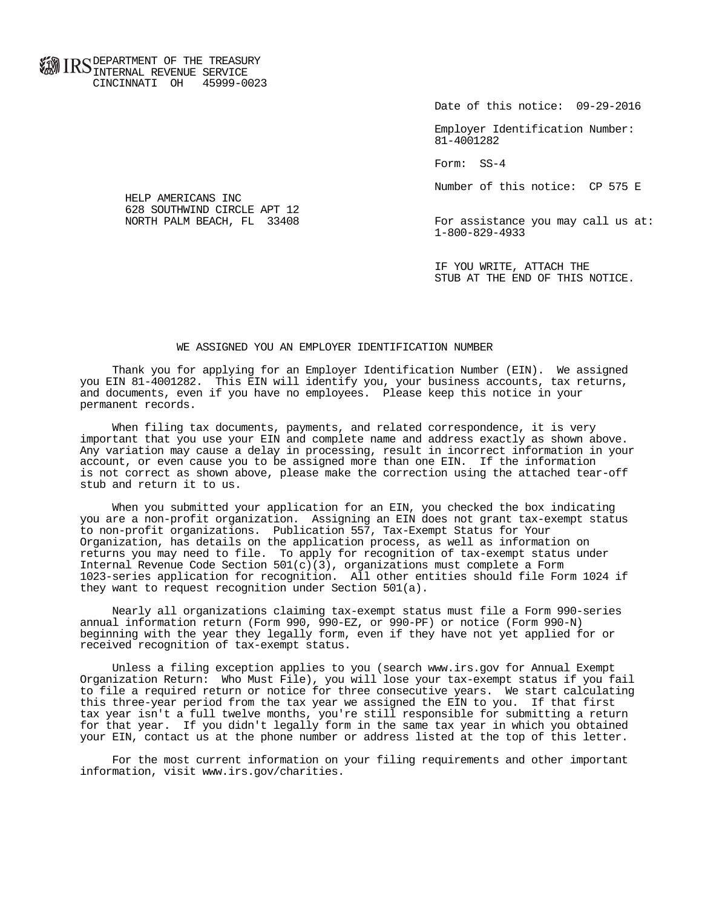IRS DEPARTMENT OF THE TREASURY
INTERNAL REVENUE SERVICE
CINCINNATI OH 45999-0023

Date of this notice: 09-29-2016

Employer Identification Number:
81-4001282

Form: SS-4

Number of this notice: CP 575 E

HELP AMERICANS INC
628 SOUTHWIND CIRCLE APT 12
NORTH PALM BEACH, FL 33408

For assistance you may call us at:
1-800-829-4933

IF YOU WRITE, ATTACH THE
STUB AT THE END OF THIS NOTICE.

## WE ASSIGNED YOU AN EMPLOYER IDENTIFICATION NUMBER

Thank you for applying for an Employer Identification Number (EIN). We assigned you EIN 81-4001282. This EIN will identify you, your business accounts, tax returns, and documents, even if you have no employees. Please keep this notice in your permanent records.

When filing tax documents, payments, and related correspondence, it is very important that you use your EIN and complete name and address exactly as shown above. Any variation may cause a delay in processing, result in incorrect information in your account, or even cause you to be assigned more than one EIN. If the information is not correct as shown above, please make the correction using the attached tear-off stub and return it to us.

When you submitted your application for an EIN, you checked the box indicating you are a non-profit organization. Assigning an EIN does not grant tax-exempt status to non-profit organizations. Publication 557, Tax-Exempt Status for Your Organization, has details on the application process, as well as information on returns you may need to file. To apply for recognition of tax-exempt status under Internal Revenue Code Section 501(c)(3), organizations must complete a Form 1023-series application for recognition. All other entities should file Form 1024 if they want to request recognition under Section 501(a).

Nearly all organizations claiming tax-exempt status must file a Form 990-series annual information return (Form 990, 990-EZ, or 990-PF) or notice (Form 990-N) beginning with the year they legally form, even if they have not yet applied for or received recognition of tax-exempt status.

Unless a filing exception applies to you (search www.irs.gov for Annual Exempt Organization Return: Who Must File), you will lose your tax-exempt status if you fail to file a required return or notice for three consecutive years. We start calculating this three-year period from the tax year we assigned the EIN to you. If that first tax year isn't a full twelve months, you're still responsible for submitting a return for that year. If you didn't legally form in the same tax year in which you obtained your EIN, contact us at the phone number or address listed at the top of this letter.

For the most current information on your filing requirements and other important information, visit www.irs.gov/charities.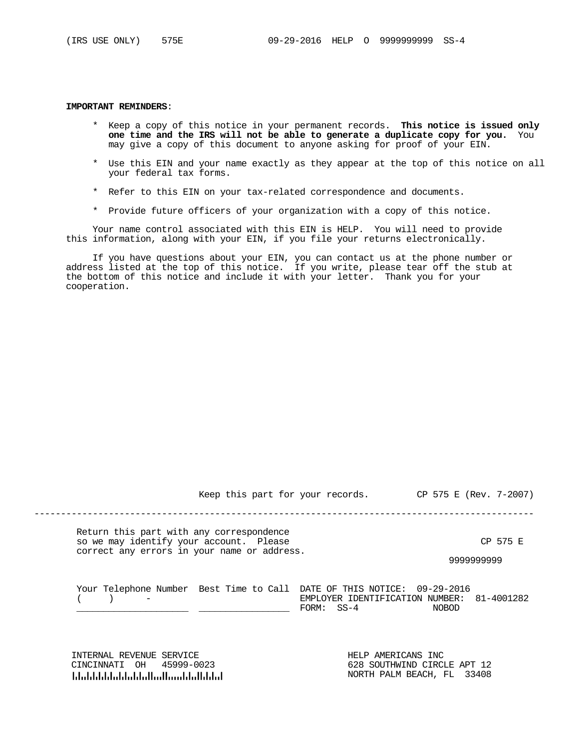(IRS USE ONLY) 575E 09-29-2016 HELP O 9999999999 SS-4

**IMPORTANT REMINDERS**:

- Keep a copy of this notice in your permanent records. **This notice is issued only one time and the IRS will not be able to generate a duplicate copy for you.** You may give a copy of this document to anyone asking for proof of your EIN.

- Use this EIN and your name exactly as they appear at the top of this notice on all your federal tax forms.

- Refer to this EIN on your tax-related correspondence and documents.

- Provide future officers of your organization with a copy of this notice.

Your name control associated with this EIN is HELP. You will need to provide this information, along with your EIN, if you file your returns electronically.

If you have questions about your EIN, you can contact us at the phone number or address listed at the top of this notice. If you write, please tear off the stub at the bottom of this notice and include it with your letter. Thank you for your cooperation.

Keep this part for your records. CP 575 E (Rev. 7-2007)

---

Return this part with any correspondence so we may identify your account. Please correct any errors in your name or address.

CP 575 E

9999999999

Your Telephone Number ( ) - ____________________

Best Time to Call ________________

DATE OF THIS NOTICE: 09-29-2016
EMPLOYER IDENTIFICATION NUMBER: 81-4001282
FORM: SS-4 NOBOD

INTERNAL REVENUE SERVICE
CINCINNATI OH 45999-0023

HELP AMERICANS INC
628 SOUTHWIND CIRCLE APT 12
NORTH PALM BEACH, FL 33408